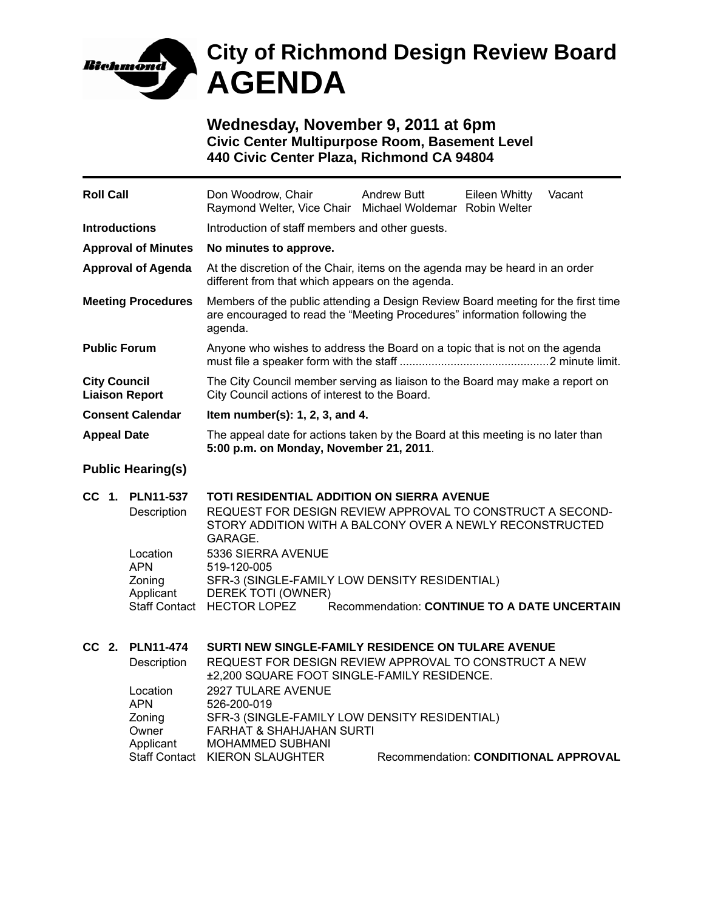# City of Richmond Design Review Board
# AGENDA

## Wednesday, November 9, 2011 at 6pm
**Civic Center Multipurpose Room, Basement Level**
**440 Civic Center Plaza, Richmond CA 94804**

---

**Roll Call** — Don Woodrow, Chair; Raymond Welter, Vice Chair; Andrew Butt; Michael Woldemar; Eileen Whitty; Robin Welter; Vacant

**Introductions** — Introduction of staff members and other guests.

**Approval of Minutes** — **No minutes to approve.**

**Approval of Agenda** — At the discretion of the Chair, items on the agenda may be heard in an order different from that which appears on the agenda.

**Meeting Procedures** — Members of the public attending a Design Review Board meeting for the first time are encouraged to read the "Meeting Procedures" information following the agenda.

**Public Forum** — Anyone who wishes to address the Board on a topic that is not on the agenda must file a speaker form with the staff ............................................... 2 minute limit.

**City Council Liaison Report** — The City Council member serving as liaison to the Board may make a report on City Council actions of interest to the Board.

**Consent Calendar** — **Item number(s): 1, 2, 3, and 4.**

**Appeal Date** — The appeal date for actions taken by the Board at this meeting is no later than **5:00 p.m. on Monday, November 21, 2011**.

## Public Hearing(s)

**CC 1. PLN11-537 — TOTI RESIDENTIAL ADDITION ON SIERRA AVENUE**

- Description: REQUEST FOR DESIGN REVIEW APPROVAL TO CONSTRUCT A SECOND-STORY ADDITION WITH A BALCONY OVER A NEWLY RECONSTRUCTED GARAGE.
- Location: 5336 SIERRA AVENUE
- APN: 519-120-005
- Zoning: SFR-3 (SINGLE-FAMILY LOW DENSITY RESIDENTIAL)
- Applicant: DEREK TOTI (OWNER)
- Staff Contact: HECTOR LOPEZ — Recommendation: **CONTINUE TO A DATE UNCERTAIN**

**CC 2. PLN11-474 — SURTI NEW SINGLE-FAMILY RESIDENCE ON TULARE AVENUE**

- Description: REQUEST FOR DESIGN REVIEW APPROVAL TO CONSTRUCT A NEW ±2,200 SQUARE FOOT SINGLE-FAMILY RESIDENCE.
- Location: 2927 TULARE AVENUE
- APN: 526-200-019
- Zoning: SFR-3 (SINGLE-FAMILY LOW DENSITY RESIDENTIAL)
- Owner: FARHAT & SHAHJAHAN SURTI
- Applicant: MOHAMMED SUBHANI
- Staff Contact: KIERON SLAUGHTER — Recommendation: **CONDITIONAL APPROVAL**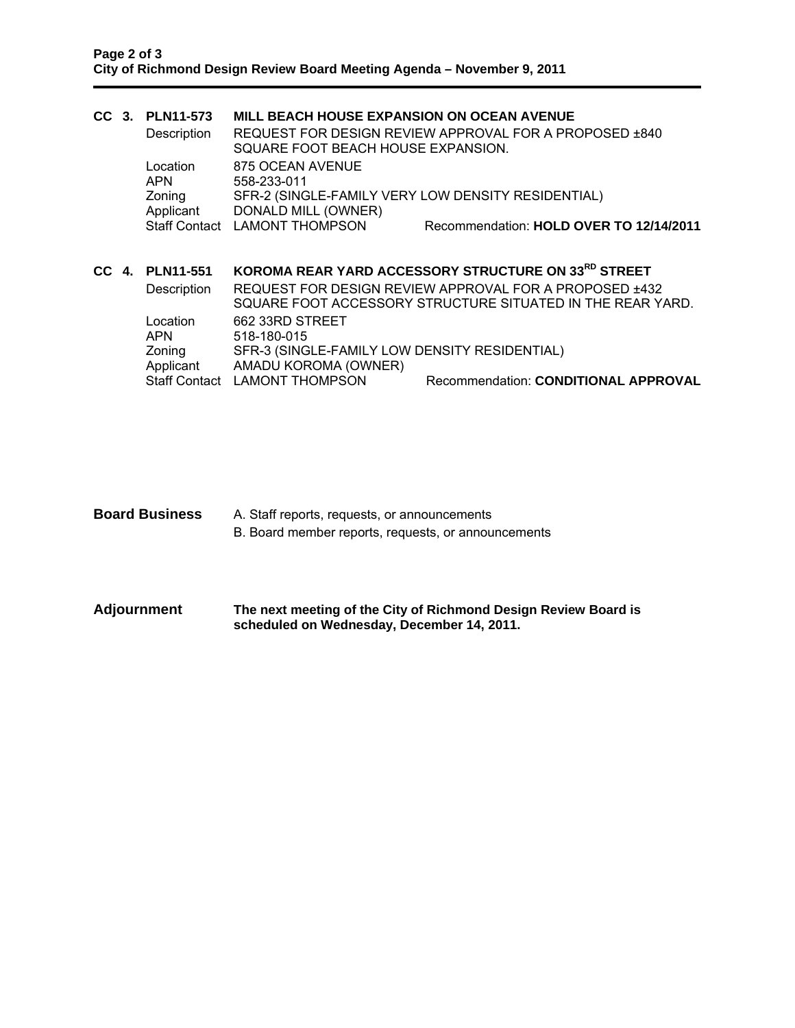**CC 3. PLN11-573 MILL BEACH HOUSE EXPANSION ON OCEAN AVENUE**

| | |
|---|---|
| Description | REQUEST FOR DESIGN REVIEW APPROVAL FOR A PROPOSED ±840 SQUARE FOOT BEACH HOUSE EXPANSION. |
| Location | 875 OCEAN AVENUE |
| APN | 558-233-011 |
| Zoning | SFR-2 (SINGLE-FAMILY VERY LOW DENSITY RESIDENTIAL) |
| Applicant | DONALD MILL (OWNER) |
| Staff Contact | LAMONT THOMPSON — Recommendation: **HOLD OVER TO 12/14/2011** |

**CC 4. PLN11-551 KOROMA REAR YARD ACCESSORY STRUCTURE ON 33RD STREET**

| | |
|---|---|
| Description | REQUEST FOR DESIGN REVIEW APPROVAL FOR A PROPOSED ±432 SQUARE FOOT ACCESSORY STRUCTURE SITUATED IN THE REAR YARD. |
| Location | 662 33RD STREET |
| APN | 518-180-015 |
| Zoning | SFR-3 (SINGLE-FAMILY LOW DENSITY RESIDENTIAL) |
| Applicant | AMADU KOROMA (OWNER) |
| Staff Contact | LAMONT THOMPSON — Recommendation: **CONDITIONAL APPROVAL** |

**Board Business**

A. Staff reports, requests, or announcements

B. Board member reports, requests, or announcements

**Adjournment**

**The next meeting of the City of Richmond Design Review Board is scheduled on Wednesday, December 14, 2011.**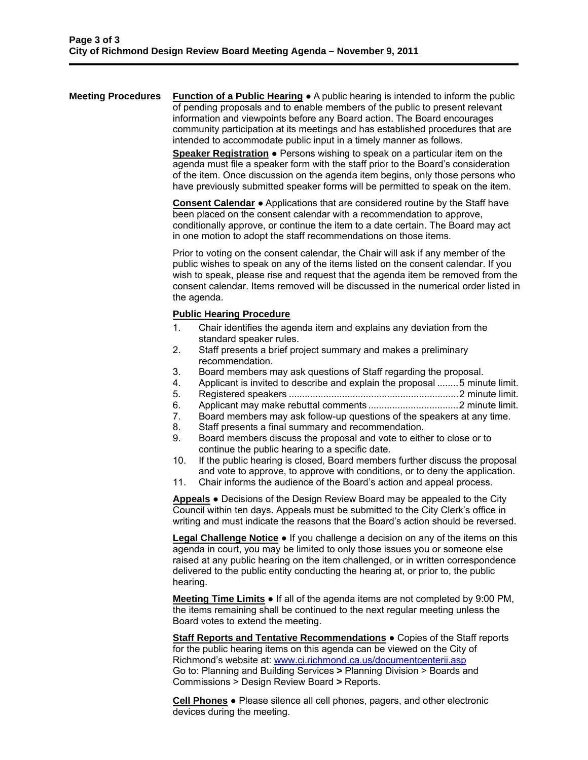**Meeting Procedures**

**Function of a Public Hearing** ● A public hearing is intended to inform the public of pending proposals and to enable members of the public to present relevant information and viewpoints before any Board action. The Board encourages community participation at its meetings and has established procedures that are intended to accommodate public input in a timely manner as follows.

**Speaker Registration** ● Persons wishing to speak on a particular item on the agenda must file a speaker form with the staff prior to the Board's consideration of the item. Once discussion on the agenda item begins, only those persons who have previously submitted speaker forms will be permitted to speak on the item.

**Consent Calendar** ● Applications that are considered routine by the Staff have been placed on the consent calendar with a recommendation to approve, conditionally approve, or continue the item to a date certain. The Board may act in one motion to adopt the staff recommendations on those items.

Prior to voting on the consent calendar, the Chair will ask if any member of the public wishes to speak on any of the items listed on the consent calendar. If you wish to speak, please rise and request that the agenda item be removed from the consent calendar. Items removed will be discussed in the numerical order listed in the agenda.

**Public Hearing Procedure**

1. Chair identifies the agenda item and explains any deviation from the standard speaker rules.
2. Staff presents a brief project summary and makes a preliminary recommendation.
3. Board members may ask questions of Staff regarding the proposal.
4. Applicant is invited to describe and explain the proposal ........5 minute limit.
5. Registered speakers ...............................................................2 minute limit.
6. Applicant may make rebuttal comments .................................2 minute limit.
7. Board members may ask follow-up questions of the speakers at any time.
8. Staff presents a final summary and recommendation.
9. Board members discuss the proposal and vote to either to close or to continue the public hearing to a specific date.
10. If the public hearing is closed, Board members further discuss the proposal and vote to approve, to approve with conditions, or to deny the application.
11. Chair informs the audience of the Board's action and appeal process.

**Appeals** ● Decisions of the Design Review Board may be appealed to the City Council within ten days. Appeals must be submitted to the City Clerk's office in writing and must indicate the reasons that the Board's action should be reversed.

**Legal Challenge Notice** ● If you challenge a decision on any of the items on this agenda in court, you may be limited to only those issues you or someone else raised at any public hearing on the item challenged, or in written correspondence delivered to the public entity conducting the hearing at, or prior to, the public hearing.

**Meeting Time Limits** ● If all of the agenda items are not completed by 9:00 PM, the items remaining shall be continued to the next regular meeting unless the Board votes to extend the meeting.

**Staff Reports and Tentative Recommendations** ● Copies of the Staff reports for the public hearing items on this agenda can be viewed on the City of Richmond's website at: www.ci.richmond.ca.us/documentcenterii.asp
Go to: Planning and Building Services > Planning Division > Boards and Commissions > Design Review Board > Reports.

**Cell Phones** ● Please silence all cell phones, pagers, and other electronic devices during the meeting.